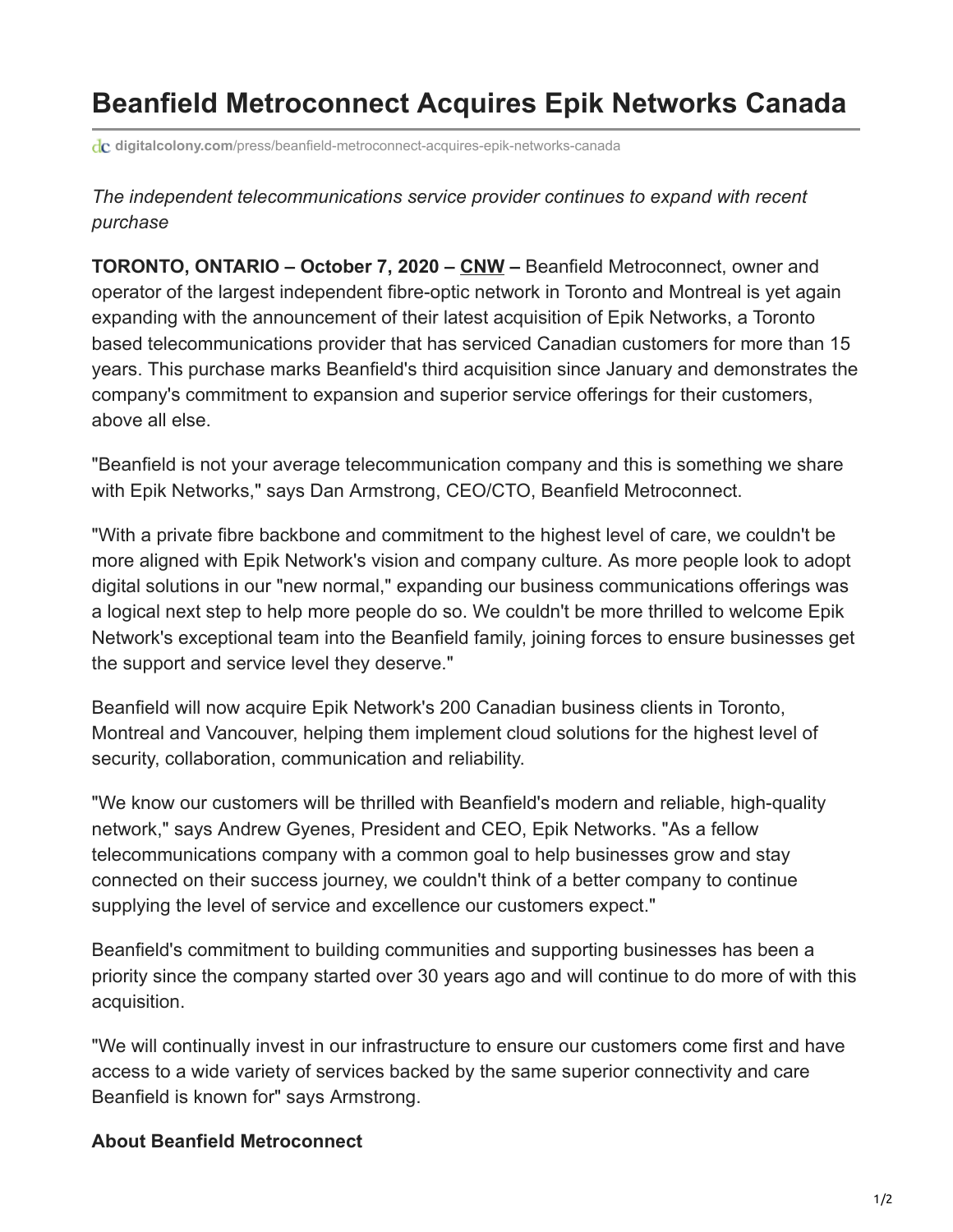# Beanfield Metroconnect Acquires Epik Networks Canada

digitalcolony.com/press/beanfield-metroconnect-acquires-epik-networks-canada

*The independent telecommunications service provider continues to expand with recent purchase*

**TORONTO, ONTARIO – October 7, 2020 – CNW –** Beanfield Metroconnect, owner and operator of the largest independent fibre-optic network in Toronto and Montreal is yet again expanding with the announcement of their latest acquisition of Epik Networks, a Toronto based telecommunications provider that has serviced Canadian customers for more than 15 years. This purchase marks Beanfield's third acquisition since January and demonstrates the company's commitment to expansion and superior service offerings for their customers, above all else.

"Beanfield is not your average telecommunication company and this is something we share with Epik Networks," says Dan Armstrong, CEO/CTO, Beanfield Metroconnect.

"With a private fibre backbone and commitment to the highest level of care, we couldn't be more aligned with Epik Network's vision and company culture. As more people look to adopt digital solutions in our "new normal," expanding our business communications offerings was a logical next step to help more people do so. We couldn't be more thrilled to welcome Epik Network's exceptional team into the Beanfield family, joining forces to ensure businesses get the support and service level they deserve."

Beanfield will now acquire Epik Network's 200 Canadian business clients in Toronto, Montreal and Vancouver, helping them implement cloud solutions for the highest level of security, collaboration, communication and reliability.

"We know our customers will be thrilled with Beanfield's modern and reliable, high-quality network," says Andrew Gyenes, President and CEO, Epik Networks. "As a fellow telecommunications company with a common goal to help businesses grow and stay connected on their success journey, we couldn't think of a better company to continue supplying the level of service and excellence our customers expect."

Beanfield's commitment to building communities and supporting businesses has been a priority since the company started over 30 years ago and will continue to do more of with this acquisition.

"We will continually invest in our infrastructure to ensure our customers come first and have access to a wide variety of services backed by the same superior connectivity and care Beanfield is known for" says Armstrong.

**About Beanfield Metroconnect**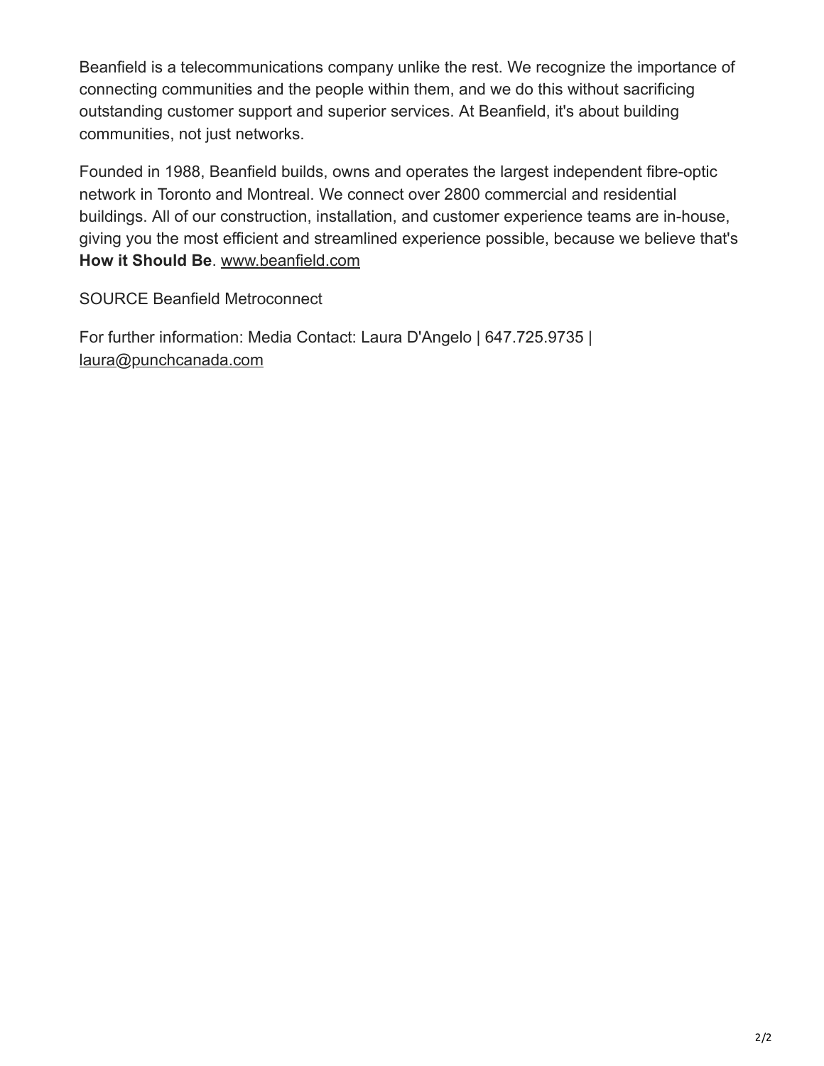Beanfield is a telecommunications company unlike the rest. We recognize the importance of connecting communities and the people within them, and we do this without sacrificing outstanding customer support and superior services. At Beanfield, it's about building communities, not just networks.

Founded in 1988, Beanfield builds, owns and operates the largest independent fibre-optic network in Toronto and Montreal. We connect over 2800 commercial and residential buildings. All of our construction, installation, and customer experience teams are in-house, giving you the most efficient and streamlined experience possible, because we believe that's **How it Should Be**. www.beanfield.com

SOURCE Beanfield Metroconnect

For further information: Media Contact: Laura D'Angelo | 647.725.9735 | laura@punchcanada.com